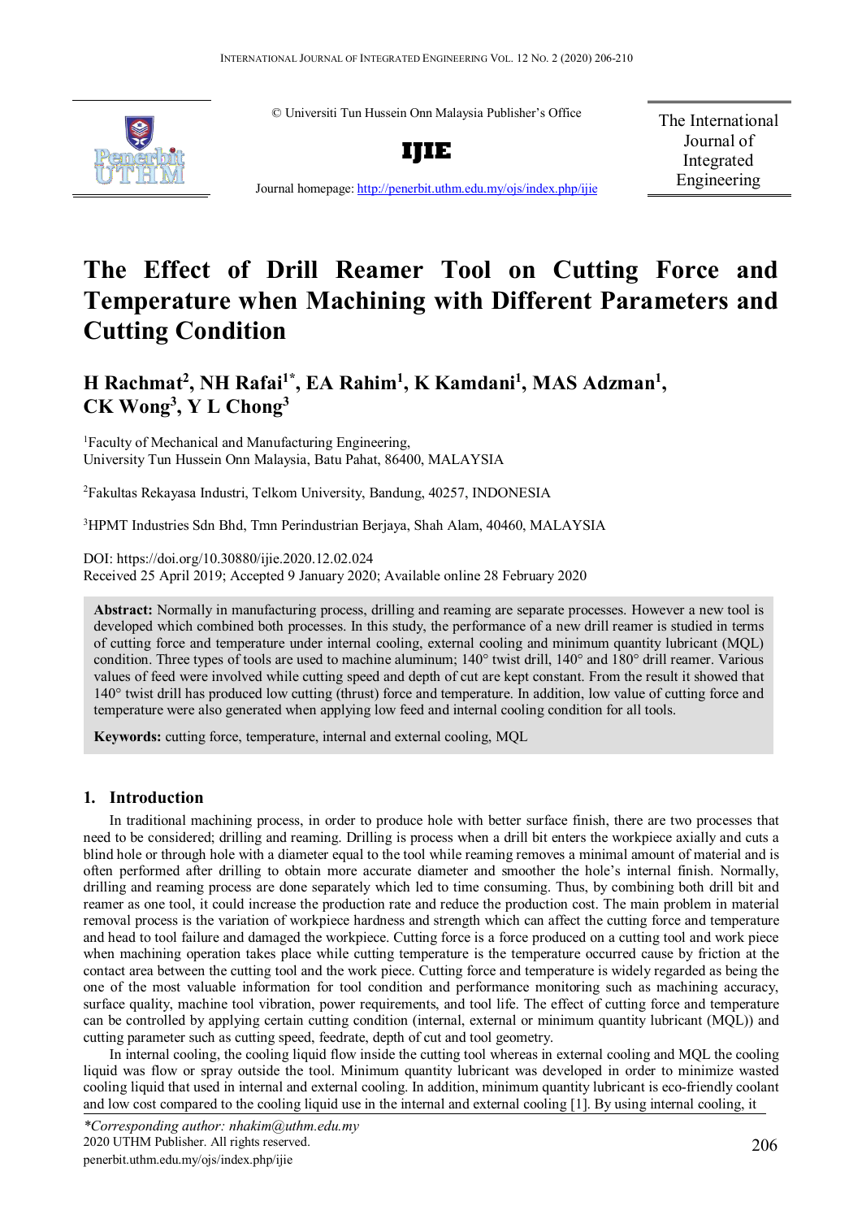© Universiti Tun Hussein Onn Malaysia Publisher's Office

**IJIE**

Journal homepage: http://penerbit.uthm.edu.my/ojs/index.php/ijie

The International Journal of Integrated Engineering

# The Effect of Drill Reamer Tool on Cutting Force and Temperature when Machining with Different Parameters and Cutting Condition

**H Rachmat[2], NH Rafai[1*], EA Rahim[1], K Kamdani[1], MAS Adzman[1], CK Wong[3], Y L Chong[3]**

[1]Faculty of Mechanical and Manufacturing Engineering,
University Tun Hussein Onn Malaysia, Batu Pahat, 86400, MALAYSIA

[2]Fakultas Rekayasa Industri, Telkom University, Bandung, 40257, INDONESIA

[3]HPMT Industries Sdn Bhd, Tmn Perindustrian Berjaya, Shah Alam, 40460, MALAYSIA

DOI: https://doi.org/10.30880/ijie.2020.12.02.024
Received 25 April 2019; Accepted 9 January 2020; Available online 28 February 2020

**Abstract:** Normally in manufacturing process, drilling and reaming are separate processes. However a new tool is developed which combined both processes. In this study, the performance of a new drill reamer is studied in terms of cutting force and temperature under internal cooling, external cooling and minimum quantity lubricant (MQL) condition. Three types of tools are used to machine aluminum; 140° twist drill, 140° and 180° drill reamer. Various values of feed were involved while cutting speed and depth of cut are kept constant. From the result it showed that 140° twist drill has produced low cutting (thrust) force and temperature. In addition, low value of cutting force and temperature were also generated when applying low feed and internal cooling condition for all tools.

**Keywords:** cutting force, temperature, internal and external cooling, MQL

## 1. Introduction

In traditional machining process, in order to produce hole with better surface finish, there are two processes that need to be considered; drilling and reaming. Drilling is process when a drill bit enters the workpiece axially and cuts a blind hole or through hole with a diameter equal to the tool while reaming removes a minimal amount of material and is often performed after drilling to obtain more accurate diameter and smoother the hole's internal finish. Normally, drilling and reaming process are done separately which led to time consuming. Thus, by combining both drill bit and reamer as one tool, it could increase the production rate and reduce the production cost. The main problem in material removal process is the variation of workpiece hardness and strength which can affect the cutting force and temperature and head to tool failure and damaged the workpiece. Cutting force is a force produced on a cutting tool and work piece when machining operation takes place while cutting temperature is the temperature occurred cause by friction at the contact area between the cutting tool and the work piece. Cutting force and temperature is widely regarded as being the one of the most valuable information for tool condition and performance monitoring such as machining accuracy, surface quality, machine tool vibration, power requirements, and tool life. The effect of cutting force and temperature can be controlled by applying certain cutting condition (internal, external or minimum quantity lubricant (MQL)) and cutting parameter such as cutting speed, feedrate, depth of cut and tool geometry.

In internal cooling, the cooling liquid flow inside the cutting tool whereas in external cooling and MQL the cooling liquid was flow or spray outside the tool. Minimum quantity lubricant was developed in order to minimize wasted cooling liquid that used in internal and external cooling. In addition, minimum quantity lubricant is eco-friendly coolant and low cost compared to the cooling liquid use in the internal and external cooling [1]. By using internal cooling, it

*\*Corresponding author: nhakim@uthm.edu.my*
2020 UTHM Publisher. All rights reserved.
penerbit.uthm.edu.my/ojs/index.php/ijie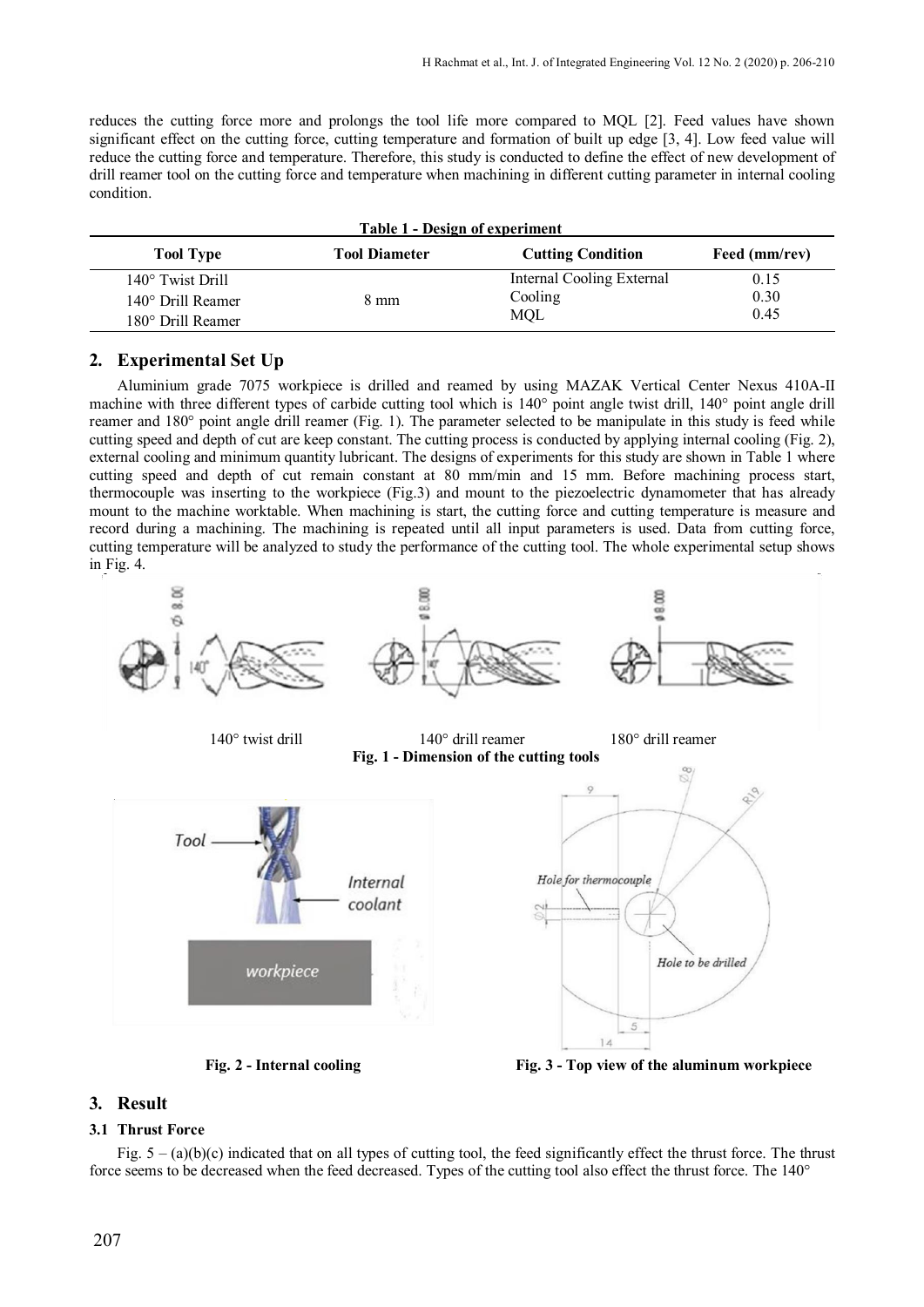reduces the cutting force more and prolongs the tool life more compared to MQL [2]. Feed values have shown significant effect on the cutting force, cutting temperature and formation of built up edge [3, 4]. Low feed value will reduce the cutting force and temperature. Therefore, this study is conducted to define the effect of new development of drill reamer tool on the cutting force and temperature when machining in different cutting parameter in internal cooling condition.

**Table 1 - Design of experiment**

| Tool Type | Tool Diameter | Cutting Condition | Feed (mm/rev) |
|---|---|---|---|
| 140° Twist Drill<br>140° Drill Reamer<br>180° Drill Reamer | 8 mm | Internal Cooling External<br>Cooling<br>MQL | 0.15<br>0.30<br>0.45 |

## 2. Experimental Set Up

Aluminium grade 7075 workpiece is drilled and reamed by using MAZAK Vertical Center Nexus 410A-II machine with three different types of carbide cutting tool which is 140° point angle twist drill, 140° point angle drill reamer and 180° point angle drill reamer (Fig. 1). The parameter selected to be manipulate in this study is feed while cutting speed and depth of cut are keep constant. The cutting process is conducted by applying internal cooling (Fig. 2), external cooling and minimum quantity lubricant. The designs of experiments for this study are shown in Table 1 where cutting speed and depth of cut remain constant at 80 mm/min and 15 mm. Before machining process start, thermocouple was inserting to the workpiece (Fig.3) and mount to the piezoelectric dynamometer that has already mount to the machine worktable. When machining is start, the cutting force and cutting temperature is measure and record during a machining. The machining is repeated until all input parameters is used. Data from cutting force, cutting temperature will be analyzed to study the performance of the cutting tool. The whole experimental setup shows in Fig. 4.

140° twist drill 140° drill reamer 180° drill reamer

**Fig. 1 - Dimension of the cutting tools**

**Fig. 2 - Internal cooling**

**Fig. 3 - Top view of the aluminum workpiece**

## 3. Result

### 3.1 Thrust Force

Fig. 5 – (a)(b)(c) indicated that on all types of cutting tool, the feed significantly effect the thrust force. The thrust force seems to be decreased when the feed decreased. Types of the cutting tool also effect the thrust force. The 140°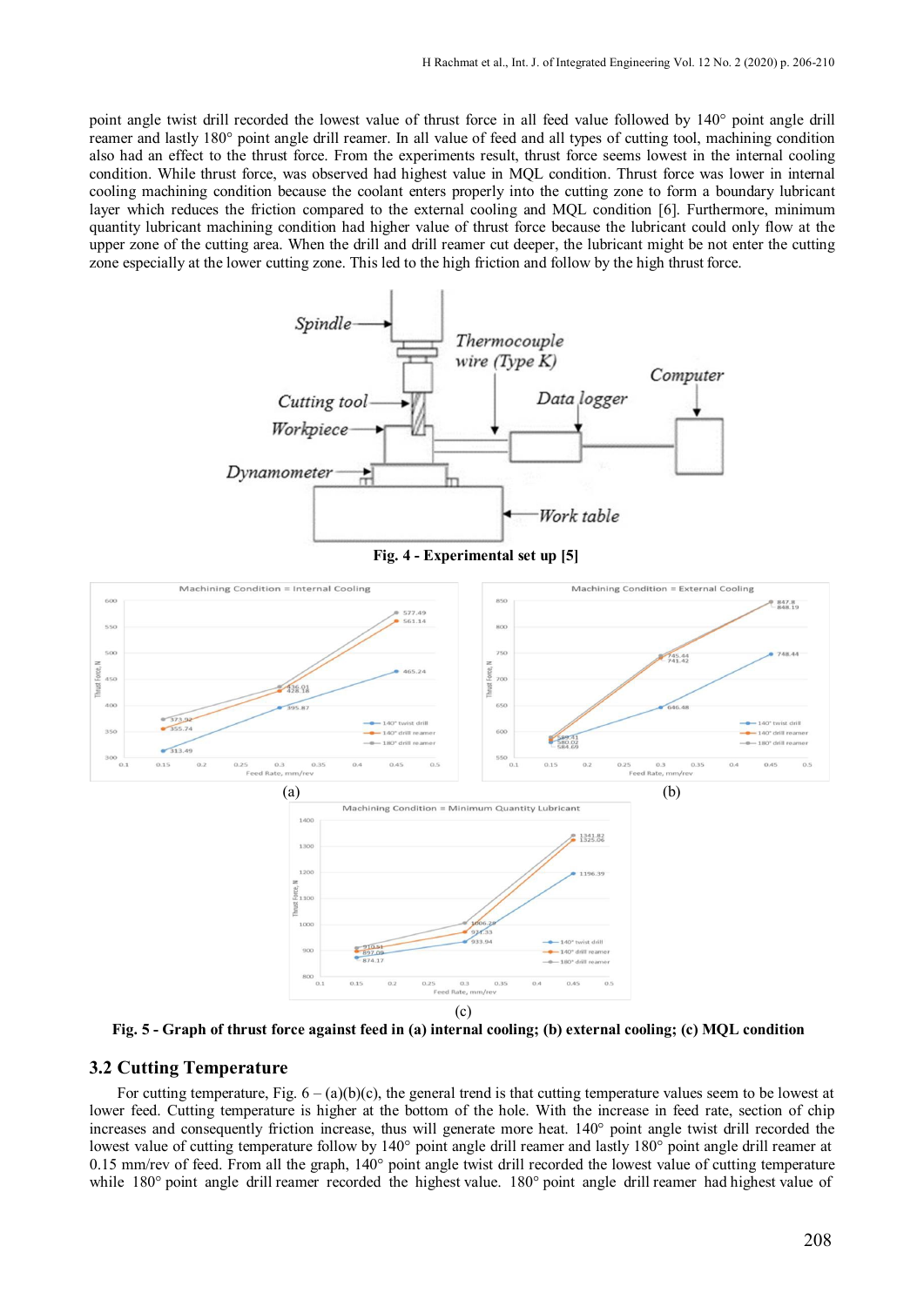point angle twist drill recorded the lowest value of thrust force in all feed value followed by 140° point angle drill reamer and lastly 180° point angle drill reamer. In all value of feed and all types of cutting tool, machining condition also had an effect to the thrust force. From the experiments result, thrust force seems lowest in the internal cooling condition. While thrust force, was observed had highest value in MQL condition. Thrust force was lower in internal cooling machining condition because the coolant enters properly into the cutting zone to form a boundary lubricant layer which reduces the friction compared to the external cooling and MQL condition [6]. Furthermore, minimum quantity lubricant machining condition had higher value of thrust force because the lubricant could only flow at the upper zone of the cutting area. When the drill and drill reamer cut deeper, the lubricant might be not enter the cutting zone especially at the lower cutting zone. This led to the high friction and follow by the high thrust force.

**Fig. 4 - Experimental set up [5]**

(a)

(b)

(c)

**Fig. 5 - Graph of thrust force against feed in (a) internal cooling; (b) external cooling; (c) MQL condition**

## 3.2 Cutting Temperature

For cutting temperature, Fig. 6 – (a)(b)(c), the general trend is that cutting temperature values seem to be lowest at lower feed. Cutting temperature is higher at the bottom of the hole. With the increase in feed rate, section of chip increases and consequently friction increase, thus will generate more heat. 140° point angle twist drill recorded the lowest value of cutting temperature follow by 140° point angle drill reamer and lastly 180° point angle drill reamer at 0.15 mm/rev of feed. From all the graph, 140° point angle twist drill recorded the lowest value of cutting temperature while 180° point angle drill reamer recorded the highest value. 180° point angle drill reamer had highest value of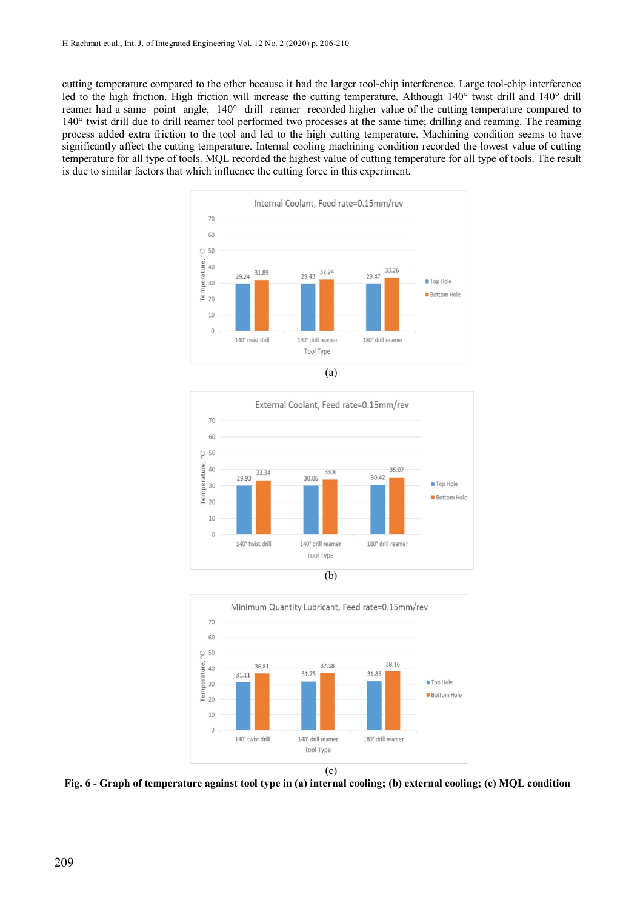cutting temperature compared to the other because it had the larger tool-chip interference. Large tool-chip interference led to the high friction. High friction will increase the cutting temperature. Although 140° twist drill and 140° drill reamer had a same point angle, 140° drill reamer recorded higher value of the cutting temperature compared to 140° twist drill due to drill reamer tool performed two processes at the same time; drilling and reaming. The reaming process added extra friction to the tool and led to the high cutting temperature. Machining condition seems to have significantly affect the cutting temperature. Internal cooling machining condition recorded the lowest value of cutting temperature for all type of tools. MQL recorded the highest value of cutting temperature for all type of tools. The result is due to similar factors that which influence the cutting force in this experiment.

(a)

(b)

(c)

**Fig. 6 - Graph of temperature against tool type in (a) internal cooling; (b) external cooling; (c) MQL condition**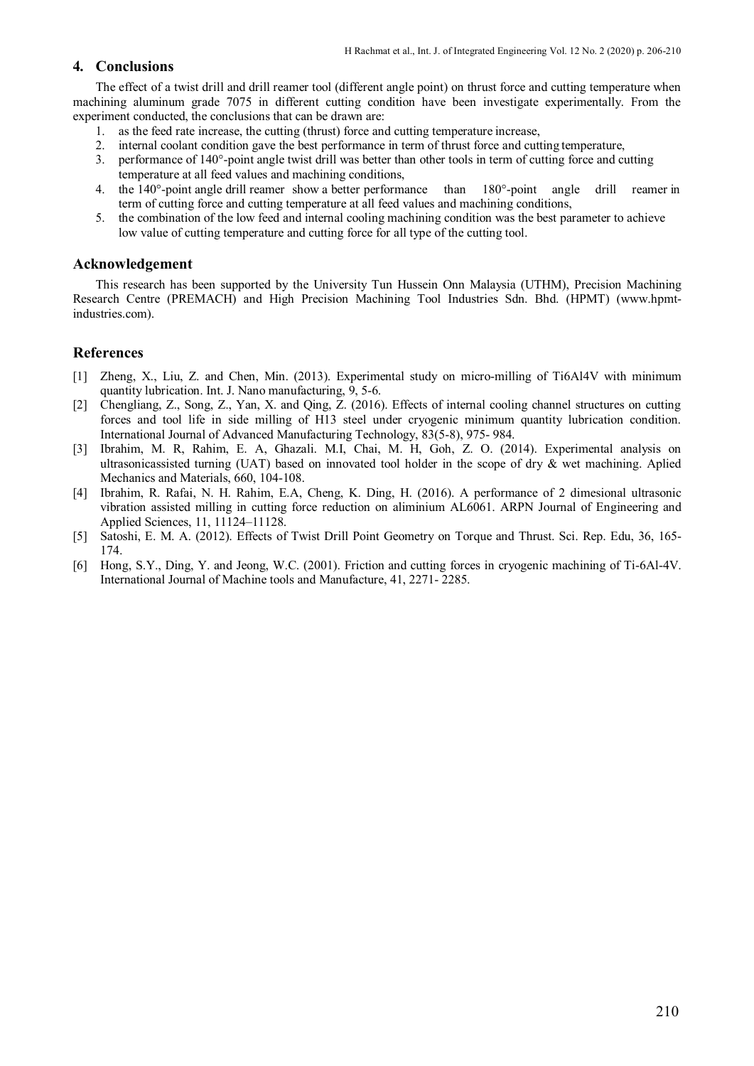## 4. Conclusions

The effect of a twist drill and drill reamer tool (different angle point) on thrust force and cutting temperature when machining aluminum grade 7075 in different cutting condition have been investigate experimentally. From the experiment conducted, the conclusions that can be drawn are:

1. as the feed rate increase, the cutting (thrust) force and cutting temperature increase,
2. internal coolant condition gave the best performance in term of thrust force and cutting temperature,
3. performance of 140°-point angle twist drill was better than other tools in term of cutting force and cutting temperature at all feed values and machining conditions,
4. the 140°-point angle drill reamer show a better performance than 180°-point angle drill reamer in term of cutting force and cutting temperature at all feed values and machining conditions,
5. the combination of the low feed and internal cooling machining condition was the best parameter to achieve low value of cutting temperature and cutting force for all type of the cutting tool.

## Acknowledgement

This research has been supported by the University Tun Hussein Onn Malaysia (UTHM), Precision Machining Research Centre (PREMACH) and High Precision Machining Tool Industries Sdn. Bhd. (HPMT) (www.hpmt-industries.com).

## References

[1] Zheng, X., Liu, Z. and Chen, Min. (2013). Experimental study on micro-milling of Ti6Al4V with minimum quantity lubrication. Int. J. Nano manufacturing, 9, 5-6.

[2] Chengliang, Z., Song, Z., Yan, X. and Qing, Z. (2016). Effects of internal cooling channel structures on cutting forces and tool life in side milling of H13 steel under cryogenic minimum quantity lubrication condition. International Journal of Advanced Manufacturing Technology, 83(5-8), 975- 984.

[3] Ibrahim, M. R, Rahim, E. A, Ghazali. M.I, Chai, M. H, Goh, Z. O. (2014). Experimental analysis on ultrasonicassisted turning (UAT) based on innovated tool holder in the scope of dry & wet machining. Aplied Mechanics and Materials, 660, 104-108.

[4] Ibrahim, R. Rafai, N. H. Rahim, E.A, Cheng, K. Ding, H. (2016). A performance of 2 dimesional ultrasonic vibration assisted milling in cutting force reduction on aliminium AL6061. ARPN Journal of Engineering and Applied Sciences, 11, 11124–11128.

[5] Satoshi, E. M. A. (2012). Effects of Twist Drill Point Geometry on Torque and Thrust. Sci. Rep. Edu, 36, 165-174.

[6] Hong, S.Y., Ding, Y. and Jeong, W.C. (2001). Friction and cutting forces in cryogenic machining of Ti-6Al-4V. International Journal of Machine tools and Manufacture, 41, 2271- 2285.